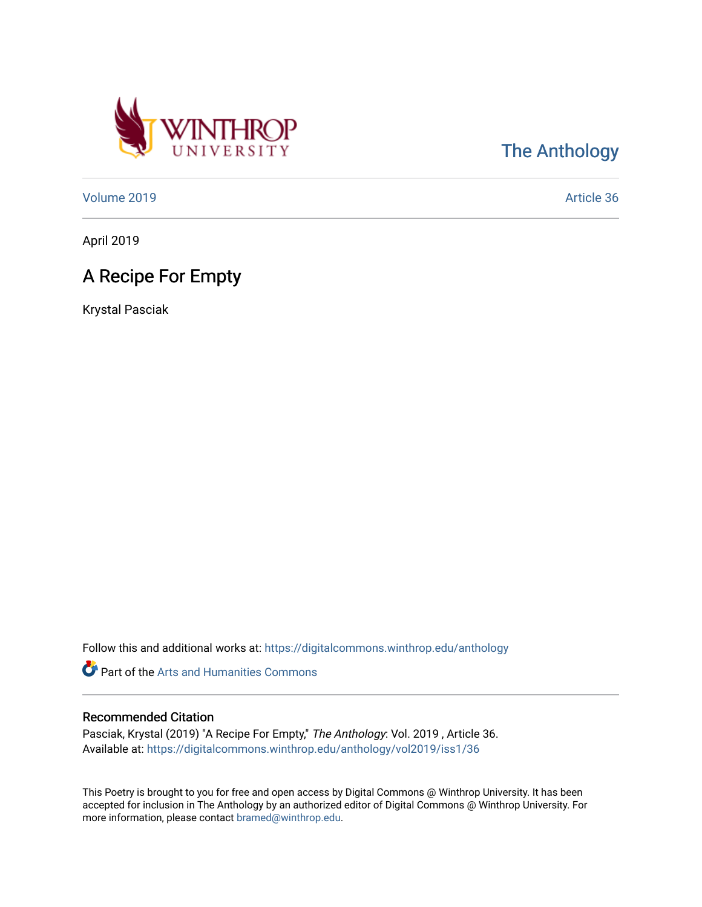The Anthology

Volume 2019 | Article 36

April 2019

# A Recipe For Empty

Krystal Pasciak

Follow this and additional works at: https://digitalcommons.winthrop.edu/anthology

Part of the Arts and Humanities Commons

## Recommended Citation

Pasciak, Krystal (2019) "A Recipe For Empty," *The Anthology*: Vol. 2019 , Article 36.
Available at: https://digitalcommons.winthrop.edu/anthology/vol2019/iss1/36

This Poetry is brought to you for free and open access by Digital Commons @ Winthrop University. It has been accepted for inclusion in The Anthology by an authorized editor of Digital Commons @ Winthrop University. For more information, please contact bramed@winthrop.edu.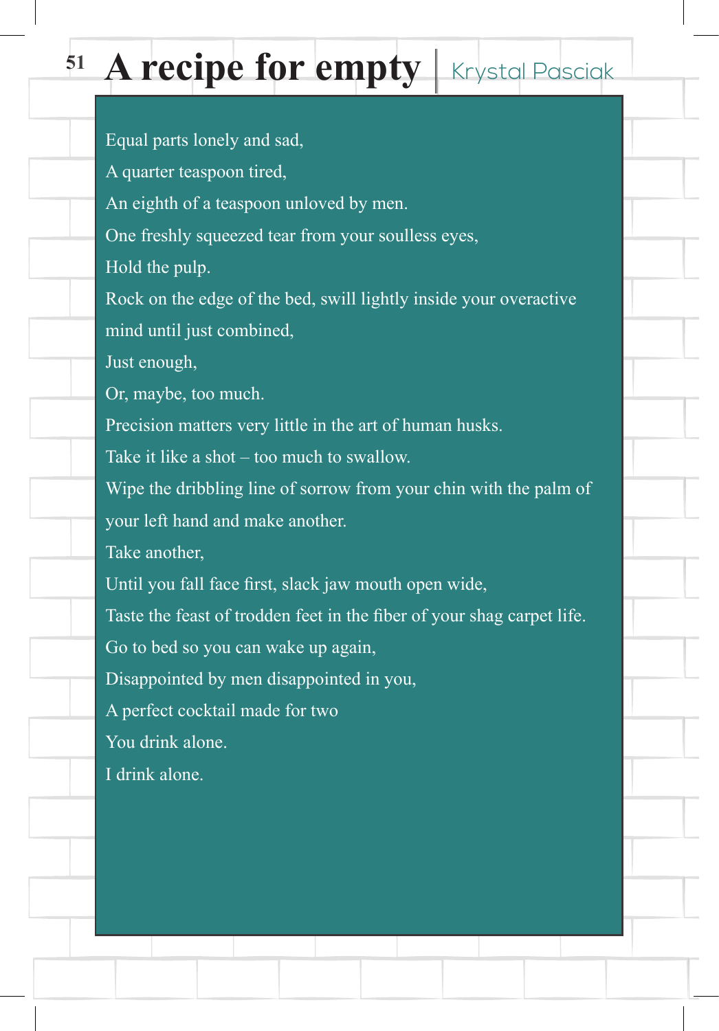# A recipe for empty

Krystal Pasciak

Equal parts lonely and sad,
A quarter teaspoon tired,
An eighth of a teaspoon unloved by men.
One freshly squeezed tear from your soulless eyes,
Hold the pulp.
Rock on the edge of the bed, swill lightly inside your overactive mind until just combined,
Just enough,
Or, maybe, too much.
Precision matters very little in the art of human husks.
Take it like a shot – too much to swallow.
Wipe the dribbling line of sorrow from your chin with the palm of your left hand and make another.
Take another,
Until you fall face first, slack jaw mouth open wide,
Taste the feast of trodden feet in the fiber of your shag carpet life.
Go to bed so you can wake up again,
Disappointed by men disappointed in you,
A perfect cocktail made for two
You drink alone.
I drink alone.